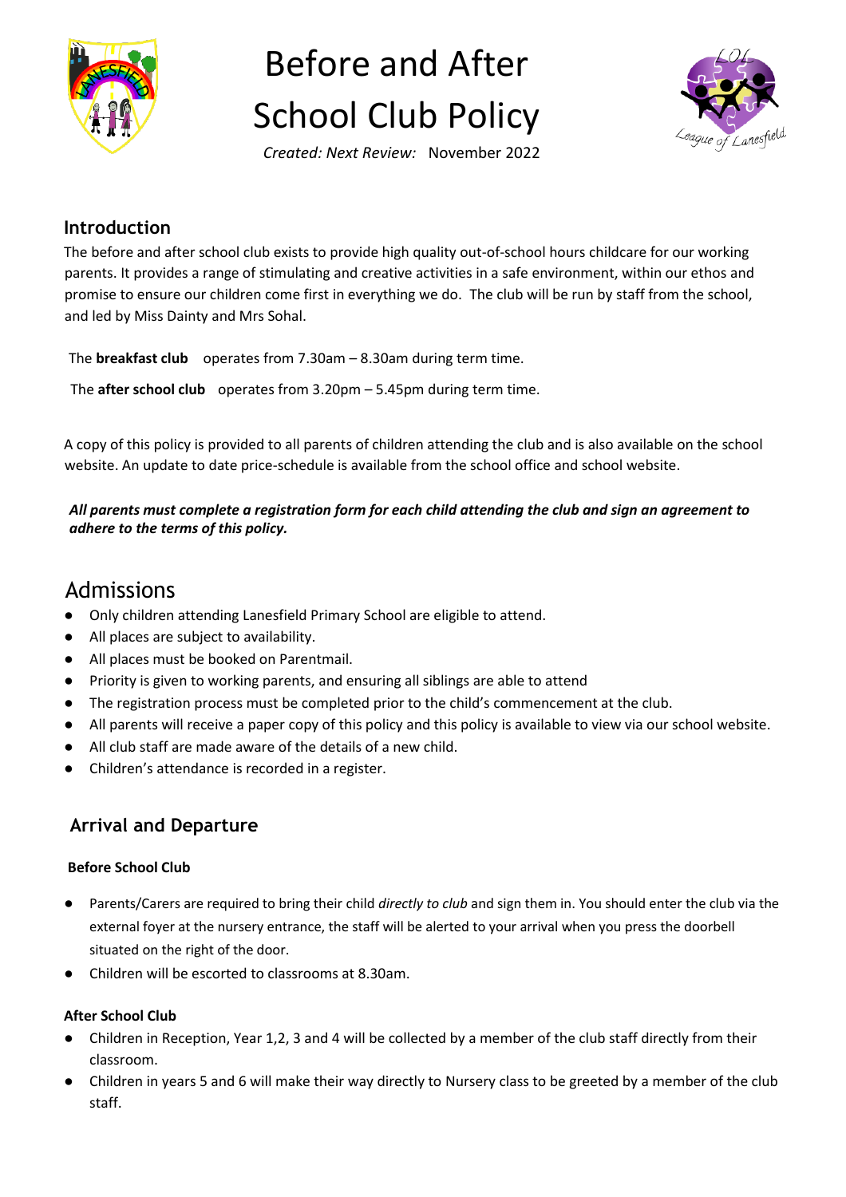# Before and After School Club Policy

*Created: Next Review:* November 2022

## Introduction

The before and after school club exists to provide high quality out-of-school hours childcare for our working parents. It provides a range of stimulating and creative activities in a safe environment, within our ethos and promise to ensure our children come first in everything we do. The club will be run by staff from the school, and led by Miss Dainty and Mrs Sohal.

The **breakfast club** operates from 7.30am – 8.30am during term time.

The **after school club** operates from 3.20pm – 5.45pm during term time.

A copy of this policy is provided to all parents of children attending the club and is also available on the school website. An update to date price-schedule is available from the school office and school website.

***All parents must complete a registration form for each child attending the club and sign an agreement to adhere to the terms of this policy.***

## Admissions

- Only children attending Lanesfield Primary School are eligible to attend.
- All places are subject to availability.
- All places must be booked on Parentmail.
- Priority is given to working parents, and ensuring all siblings are able to attend
- The registration process must be completed prior to the child's commencement at the club.
- All parents will receive a paper copy of this policy and this policy is available to view via our school website.
- All club staff are made aware of the details of a new child.
- Children's attendance is recorded in a register.

## Arrival and Departure

### Before School Club

- Parents/Carers are required to bring their child *directly to club* and sign them in. You should enter the club via the external foyer at the nursery entrance, the staff will be alerted to your arrival when you press the doorbell situated on the right of the door.
- Children will be escorted to classrooms at 8.30am.

### After School Club

- Children in Reception, Year 1,2, 3 and 4 will be collected by a member of the club staff directly from their classroom.
- Children in years 5 and 6 will make their way directly to Nursery class to be greeted by a member of the club staff.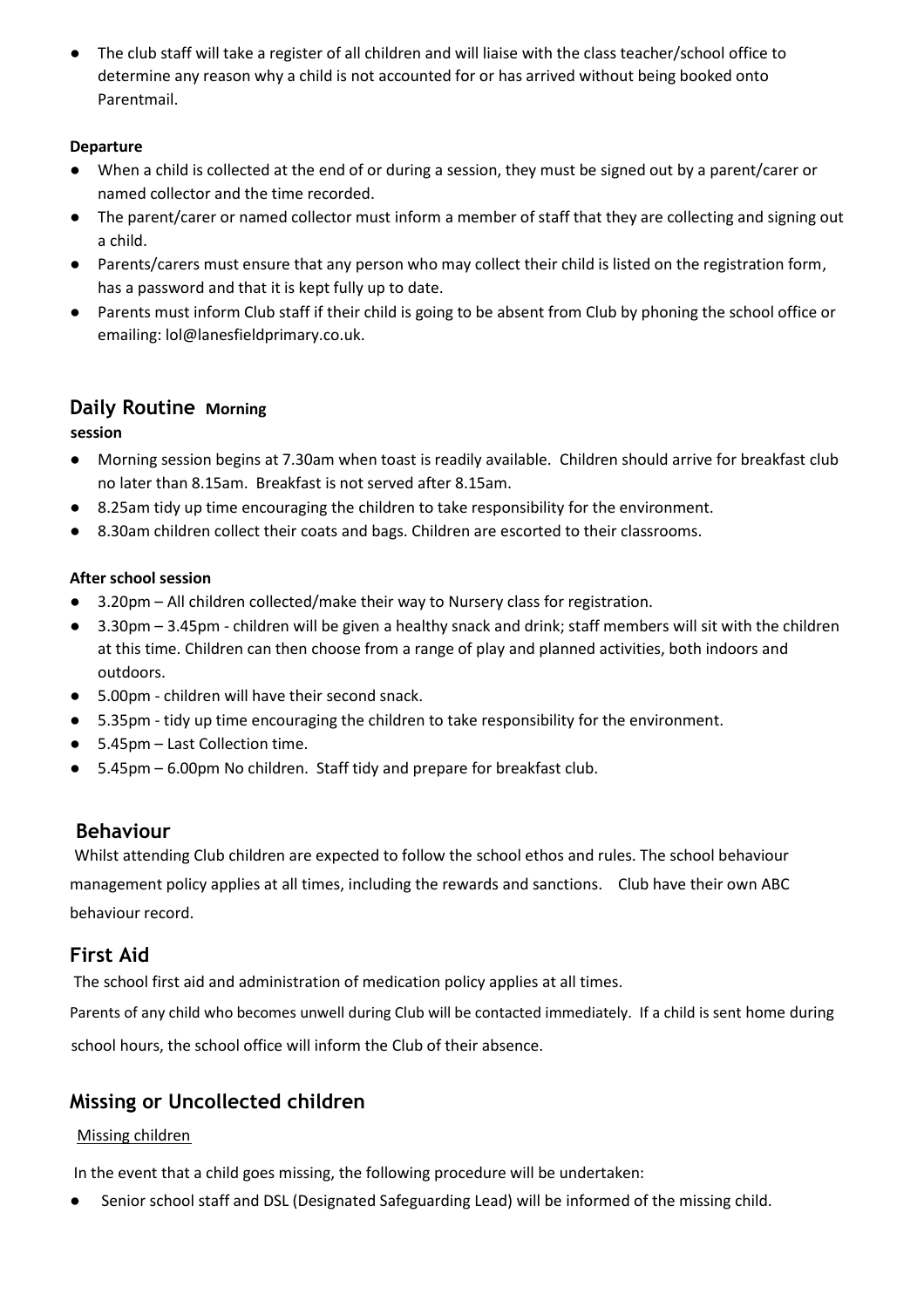- The club staff will take a register of all children and will liaise with the class teacher/school office to determine any reason why a child is not accounted for or has arrived without being booked onto Parentmail.

**Departure**

- When a child is collected at the end of or during a session, they must be signed out by a parent/carer or named collector and the time recorded.
- The parent/carer or named collector must inform a member of staff that they are collecting and signing out a child.
- Parents/carers must ensure that any person who may collect their child is listed on the registration form, has a password and that it is kept fully up to date.
- Parents must inform Club staff if their child is going to be absent from Club by phoning the school office or emailing: lol@lanesfieldprimary.co.uk.

## Daily Routine

**Morning session**

- Morning session begins at 7.30am when toast is readily available. Children should arrive for breakfast club no later than 8.15am. Breakfast is not served after 8.15am.
- 8.25am tidy up time encouraging the children to take responsibility for the environment.
- 8.30am children collect their coats and bags. Children are escorted to their classrooms.

**After school session**

- 3.20pm – All children collected/make their way to Nursery class for registration.
- 3.30pm – 3.45pm - children will be given a healthy snack and drink; staff members will sit with the children at this time. Children can then choose from a range of play and planned activities, both indoors and outdoors.
- 5.00pm - children will have their second snack.
- 5.35pm - tidy up time encouraging the children to take responsibility for the environment.
- 5.45pm – Last Collection time.
- 5.45pm – 6.00pm No children. Staff tidy and prepare for breakfast club.

## Behaviour

Whilst attending Club children are expected to follow the school ethos and rules. The school behaviour management policy applies at all times, including the rewards and sanctions. Club have their own ABC behaviour record.

## First Aid

The school first aid and administration of medication policy applies at all times.

Parents of any child who becomes unwell during Club will be contacted immediately. If a child is sent home during school hours, the school office will inform the Club of their absence.

## Missing or Uncollected children

Missing children

In the event that a child goes missing, the following procedure will be undertaken:

- Senior school staff and DSL (Designated Safeguarding Lead) will be informed of the missing child.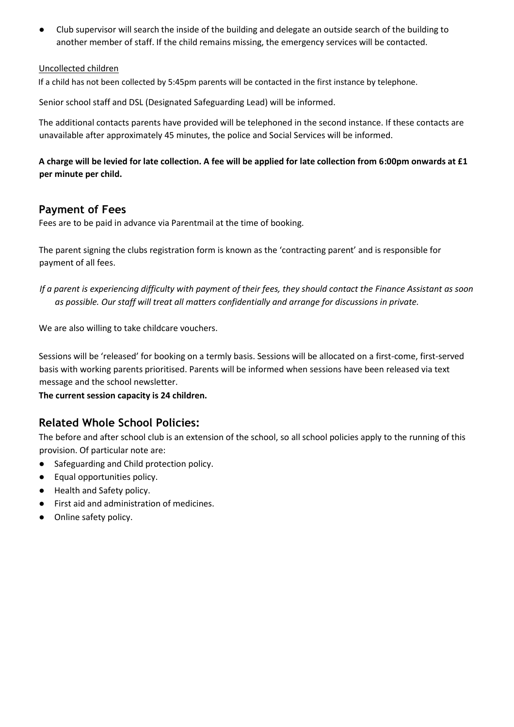- Club supervisor will search the inside of the building and delegate an outside search of the building to another member of staff. If the child remains missing, the emergency services will be contacted.

Uncollected children

If a child has not been collected by 5:45pm parents will be contacted in the first instance by telephone.

Senior school staff and DSL (Designated Safeguarding Lead) will be informed.

The additional contacts parents have provided will be telephoned in the second instance. If these contacts are unavailable after approximately 45 minutes, the police and Social Services will be informed.

**A charge will be levied for late collection. A fee will be applied for late collection from 6:00pm onwards at £1 per minute per child.**

## Payment of Fees

Fees are to be paid in advance via Parentmail at the time of booking.

The parent signing the clubs registration form is known as the 'contracting parent' and is responsible for payment of all fees.

*If a parent is experiencing difficulty with payment of their fees, they should contact the Finance Assistant as soon as possible. Our staff will treat all matters confidentially and arrange for discussions in private.*

We are also willing to take childcare vouchers.

Sessions will be 'released' for booking on a termly basis. Sessions will be allocated on a first-come, first-served basis with working parents prioritised. Parents will be informed when sessions have been released via text message and the school newsletter.

**The current session capacity is 24 children.**

## Related Whole School Policies:

The before and after school club is an extension of the school, so all school policies apply to the running of this provision. Of particular note are:

- Safeguarding and Child protection policy.
- Equal opportunities policy.
- Health and Safety policy.
- First aid and administration of medicines.
- Online safety policy.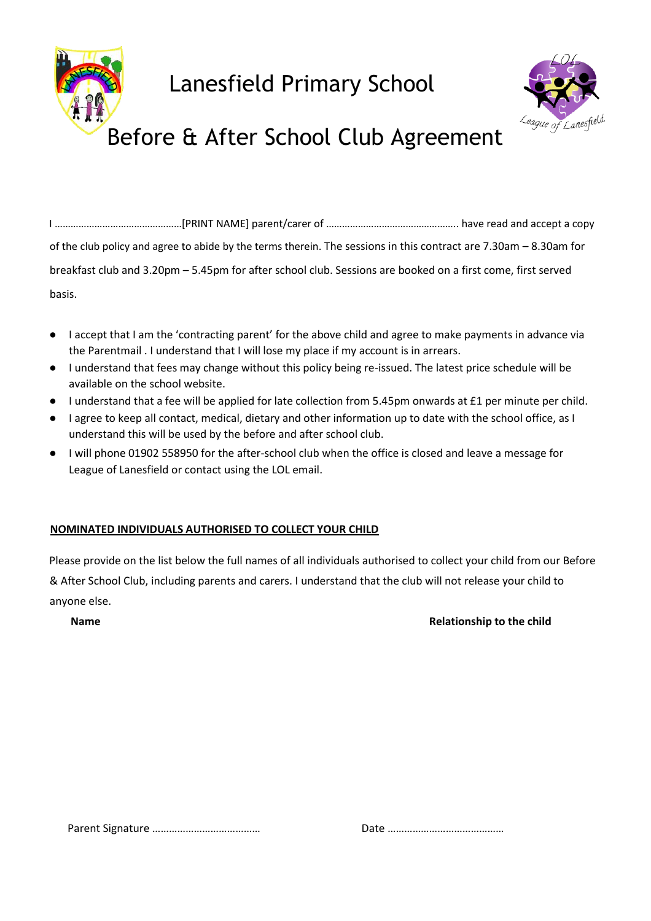# Lanesfield Primary School

## Before & After School Club Agreement

I ……………………………………….[PRINT NAME] parent/carer of ………………………………………….. have read and accept a copy of the club policy and agree to abide by the terms therein. The sessions in this contract are 7.30am – 8.30am for breakfast club and 3.20pm – 5.45pm for after school club. Sessions are booked on a first come, first served basis.

- I accept that I am the 'contracting parent' for the above child and agree to make payments in advance via the Parentmail . I understand that I will lose my place if my account is in arrears.
- I understand that fees may change without this policy being re-issued. The latest price schedule will be available on the school website.
- I understand that a fee will be applied for late collection from 5.45pm onwards at £1 per minute per child.
- I agree to keep all contact, medical, dietary and other information up to date with the school office, as I understand this will be used by the before and after school club.
- I will phone 01902 558950 for the after-school club when the office is closed and leave a message for League of Lanesfield or contact using the LOL email.

**NOMINATED INDIVIDUALS AUTHORISED TO COLLECT YOUR CHILD**

Please provide on the list below the full names of all individuals authorised to collect your child from our Before & After School Club, including parents and carers. I understand that the club will not release your child to anyone else.

| Name | Relationship to the child |
| --- | --- |
| | |

Parent Signature ………………………………… Date ……………………………………